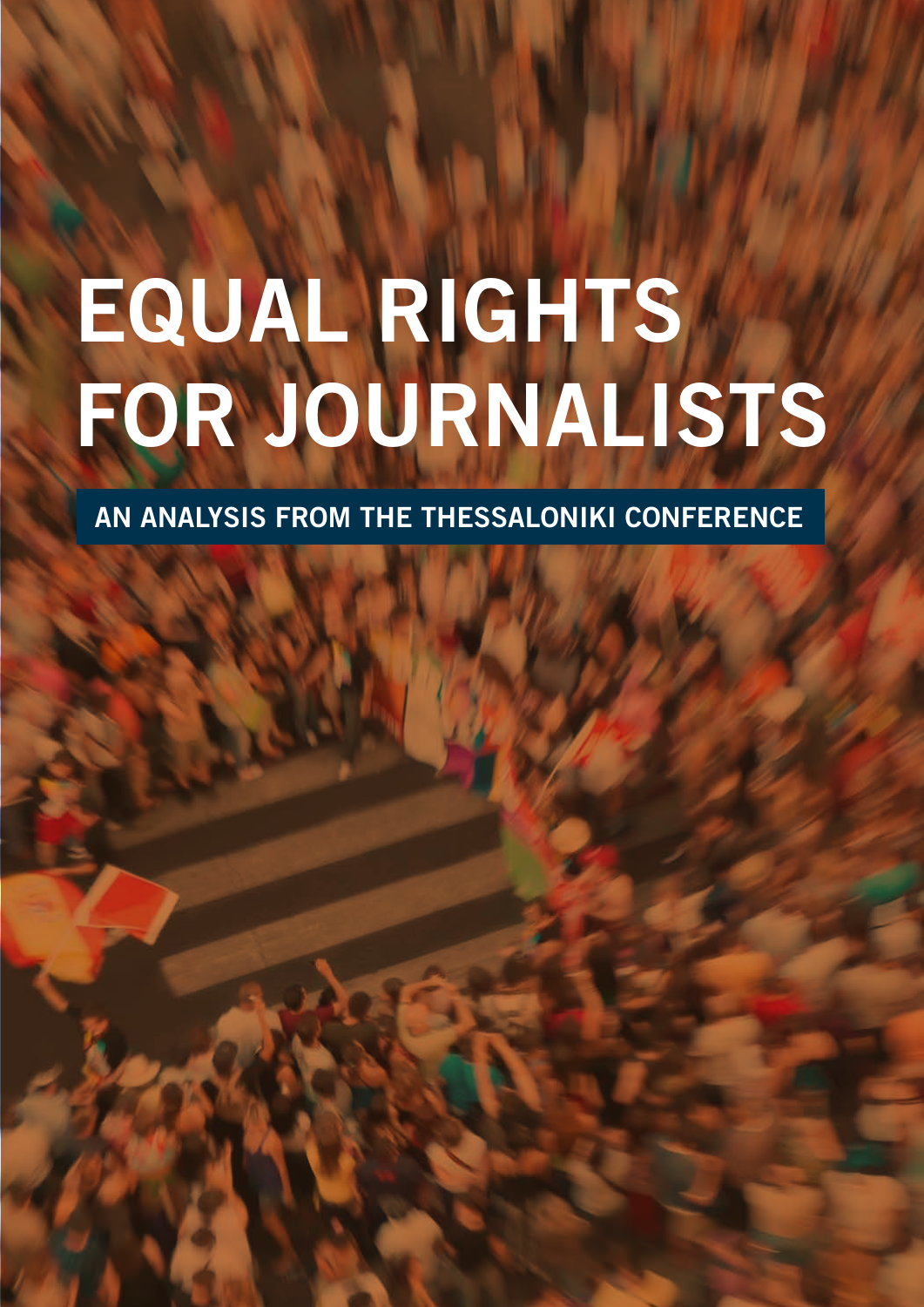# EQUAL RIGHTS FOR JOURNALISTS

## AN ANALYSIS FROM THE THESSALONIKI CONFERENCE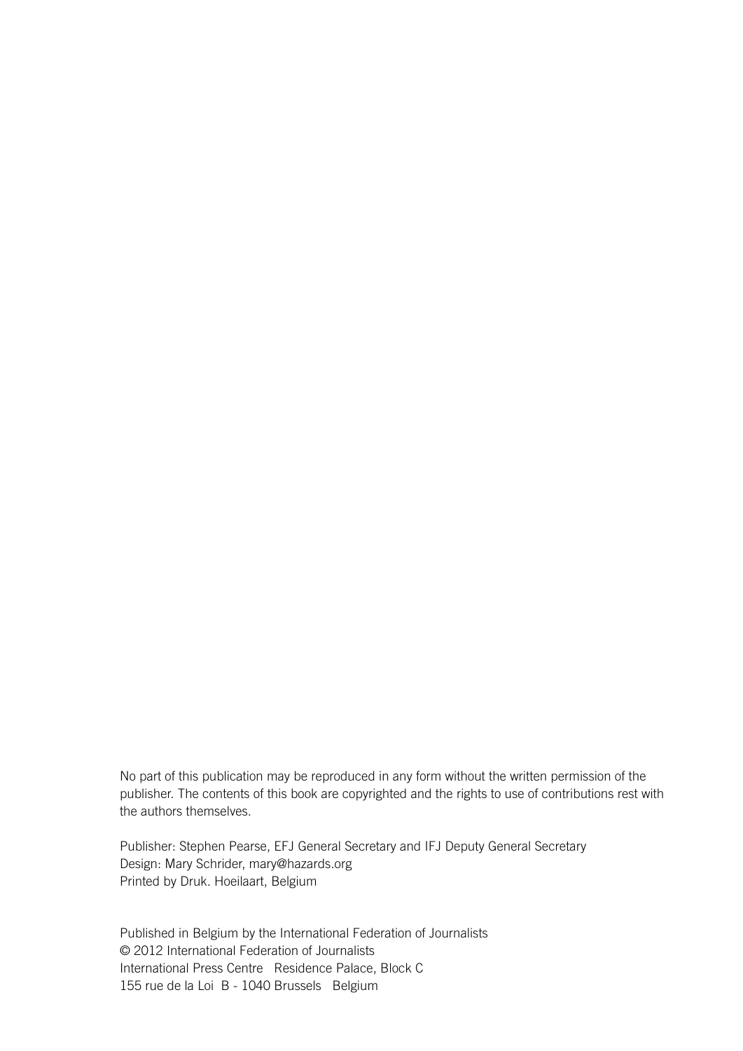No part of this publication may be reproduced in any form without the written permission of the publisher. The contents of this book are copyrighted and the rights to use of contributions rest with the authors themselves.

Publisher: Stephen Pearse, EFJ General Secretary and IFJ Deputy General Secretary
Design: Mary Schrider, mary@hazards.org
Printed by Druk. Hoeilaart, Belgium

Published in Belgium by the International Federation of Journalists
© 2012 International Federation of Journalists
International Press Centre Residence Palace, Block C
155 rue de la Loi B - 1040 Brussels Belgium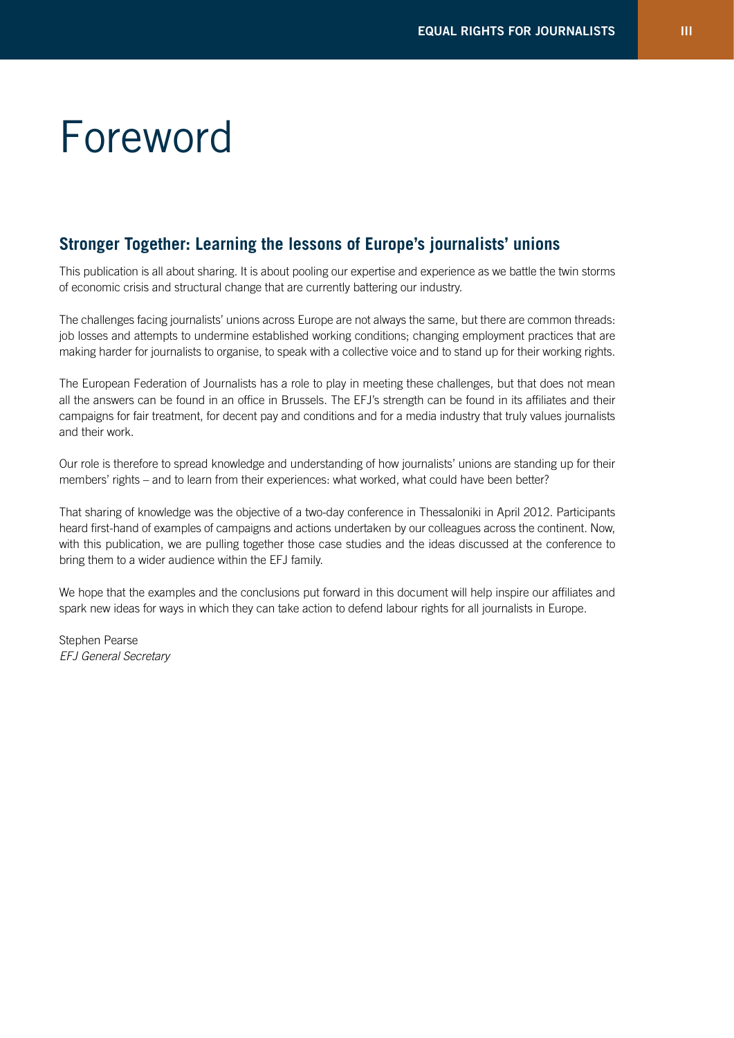# Foreword

## Stronger Together: Learning the lessons of Europe's journalists' unions

This publication is all about sharing. It is about pooling our expertise and experience as we battle the twin storms of economic crisis and structural change that are currently battering our industry.

The challenges facing journalists' unions across Europe are not always the same, but there are common threads: job losses and attempts to undermine established working conditions; changing employment practices that are making harder for journalists to organise, to speak with a collective voice and to stand up for their working rights.

The European Federation of Journalists has a role to play in meeting these challenges, but that does not mean all the answers can be found in an office in Brussels. The EFJ's strength can be found in its affiliates and their campaigns for fair treatment, for decent pay and conditions and for a media industry that truly values journalists and their work.

Our role is therefore to spread knowledge and understanding of how journalists' unions are standing up for their members' rights – and to learn from their experiences: what worked, what could have been better?

That sharing of knowledge was the objective of a two-day conference in Thessaloniki in April 2012. Participants heard first-hand of examples of campaigns and actions undertaken by our colleagues across the continent. Now, with this publication, we are pulling together those case studies and the ideas discussed at the conference to bring them to a wider audience within the EFJ family.

We hope that the examples and the conclusions put forward in this document will help inspire our affiliates and spark new ideas for ways in which they can take action to defend labour rights for all journalists in Europe.

Stephen Pearse
*EFJ General Secretary*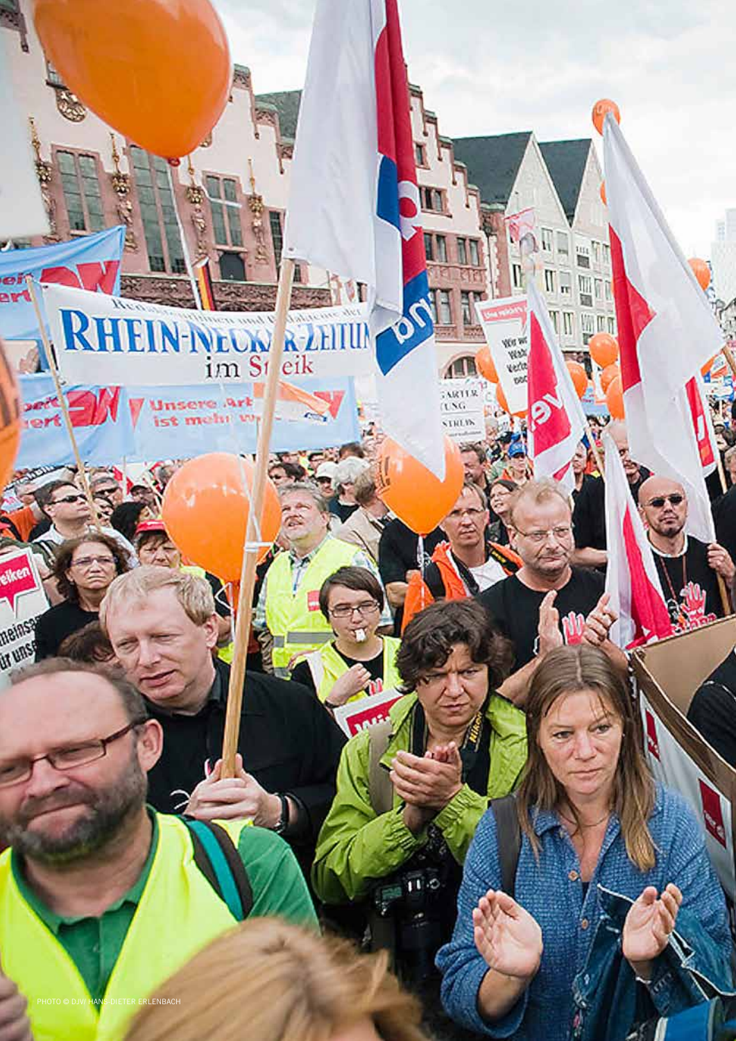PHOTO © DJV/ HANS-DIETER ERLENBACH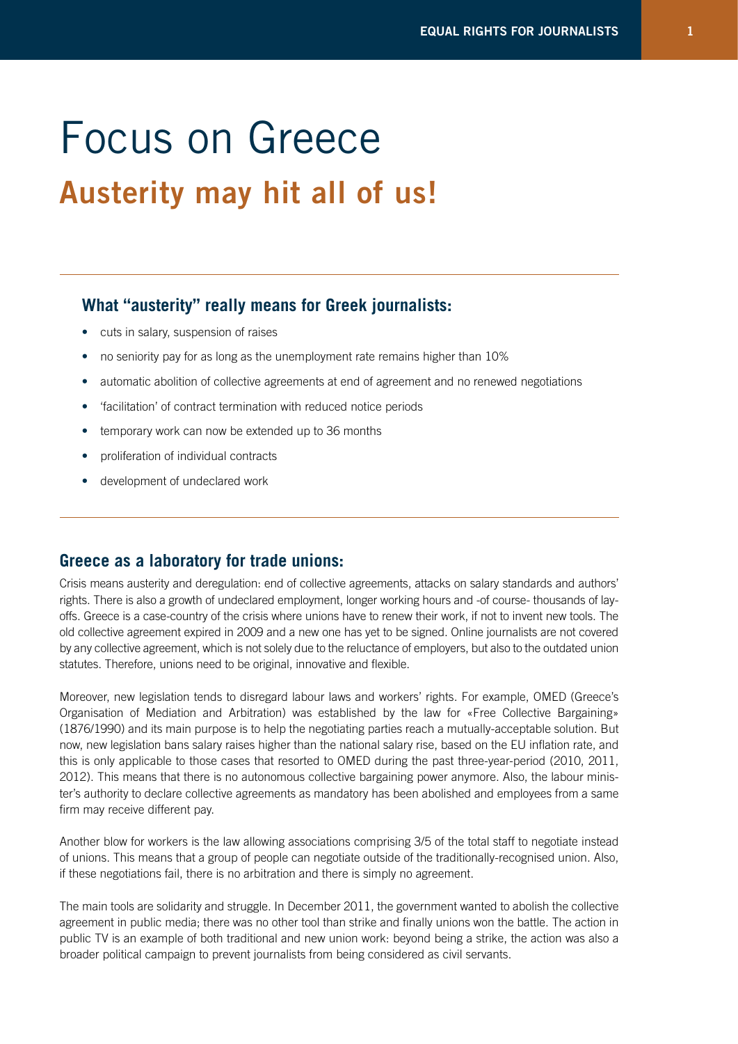# Focus on Greece

## Austerity may hit all of us!

### What "austerity" really means for Greek journalists:

- cuts in salary, suspension of raises
- no seniority pay for as long as the unemployment rate remains higher than 10%
- automatic abolition of collective agreements at end of agreement and no renewed negotiations
- 'facilitation' of contract termination with reduced notice periods
- temporary work can now be extended up to 36 months
- proliferation of individual contracts
- development of undeclared work

### Greece as a laboratory for trade unions:

Crisis means austerity and deregulation: end of collective agreements, attacks on salary standards and authors' rights. There is also a growth of undeclared employment, longer working hours and -of course- thousands of lay-offs. Greece is a case-country of the crisis where unions have to renew their work, if not to invent new tools. The old collective agreement expired in 2009 and a new one has yet to be signed. Online journalists are not covered by any collective agreement, which is not solely due to the reluctance of employers, but also to the outdated union statutes. Therefore, unions need to be original, innovative and flexible.

Moreover, new legislation tends to disregard labour laws and workers' rights. For example, OMED (Greece's Organisation of Mediation and Arbitration) was established by the law for «Free Collective Bargaining» (1876/1990) and its main purpose is to help the negotiating parties reach a mutually-acceptable solution. But now, new legislation bans salary raises higher than the national salary rise, based on the EU inflation rate, and this is only applicable to those cases that resorted to OMED during the past three-year-period (2010, 2011, 2012). This means that there is no autonomous collective bargaining power anymore. Also, the labour minister's authority to declare collective agreements as mandatory has been abolished and employees from a same firm may receive different pay.

Another blow for workers is the law allowing associations comprising 3/5 of the total staff to negotiate instead of unions. This means that a group of people can negotiate outside of the traditionally-recognised union. Also, if these negotiations fail, there is no arbitration and there is simply no agreement.

The main tools are solidarity and struggle. In December 2011, the government wanted to abolish the collective agreement in public media; there was no other tool than strike and finally unions won the battle. The action in public TV is an example of both traditional and new union work: beyond being a strike, the action was also a broader political campaign to prevent journalists from being considered as civil servants.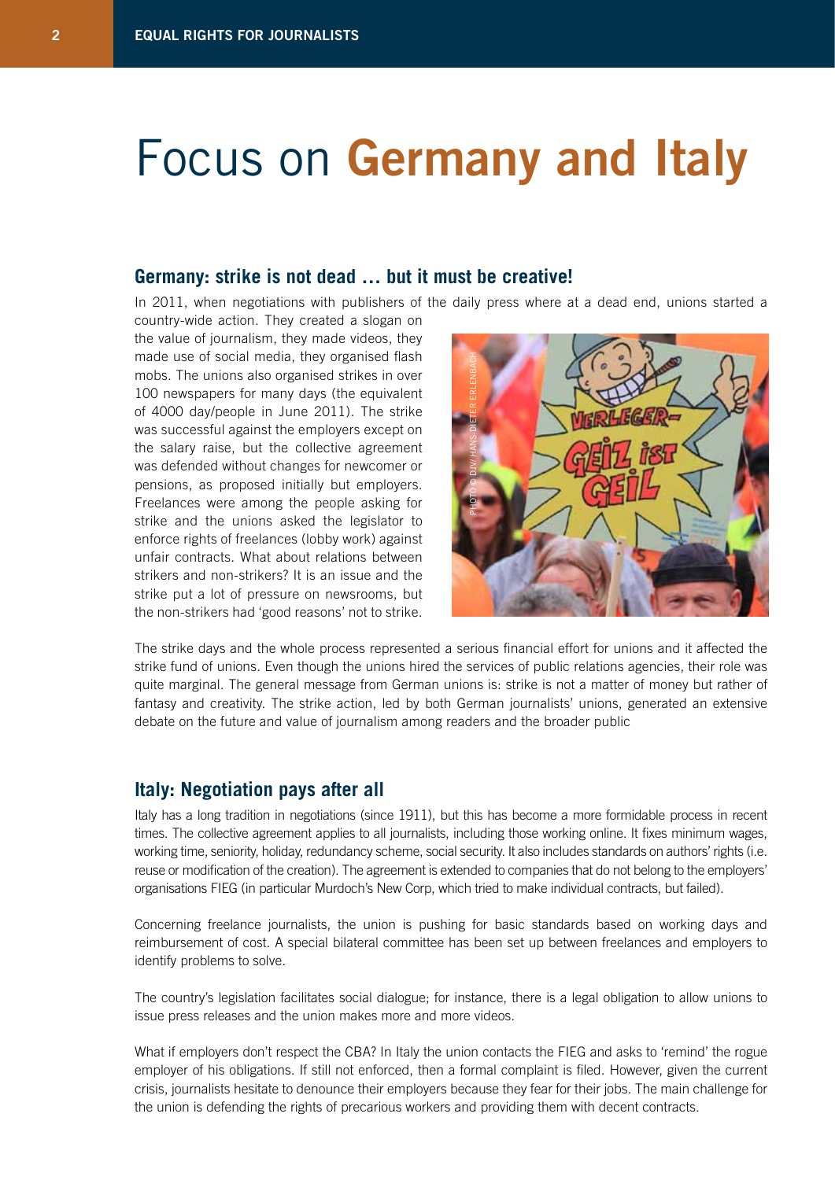# Focus on **Germany and Italy**

## Germany: strike is not dead … but it must be creative!

In 2011, when negotiations with publishers of the daily press where at a dead end, unions started a country-wide action. They created a slogan on the value of journalism, they made videos, they made use of social media, they organised flash mobs. The unions also organised strikes in over 100 newspapers for many days (the equivalent of 4000 day/people in June 2011). The strike was successful against the employers except on the salary raise, but the collective agreement was defended without changes for newcomer or pensions, as proposed initially but employers. Freelances were among the people asking for strike and the unions asked the legislator to enforce rights of freelances (lobby work) against unfair contracts. What about relations between strikers and non-strikers? It is an issue and the strike put a lot of pressure on newsrooms, but the non-strikers had 'good reasons' not to strike.

PHOTO © DJV/HANS-DIETER ERLENBACH

The strike days and the whole process represented a serious financial effort for unions and it affected the strike fund of unions. Even though the unions hired the services of public relations agencies, their role was quite marginal. The general message from German unions is: strike is not a matter of money but rather of fantasy and creativity. The strike action, led by both German journalists' unions, generated an extensive debate on the future and value of journalism among readers and the broader public

## Italy: Negotiation pays after all

Italy has a long tradition in negotiations (since 1911), but this has become a more formidable process in recent times. The collective agreement applies to all journalists, including those working online. It fixes minimum wages, working time, seniority, holiday, redundancy scheme, social security. It also includes standards on authors' rights (i.e. reuse or modification of the creation). The agreement is extended to companies that do not belong to the employers' organisations FIEG (in particular Murdoch's New Corp, which tried to make individual contracts, but failed).

Concerning freelance journalists, the union is pushing for basic standards based on working days and reimbursement of cost. A special bilateral committee has been set up between freelances and employers to identify problems to solve.

The country's legislation facilitates social dialogue; for instance, there is a legal obligation to allow unions to issue press releases and the union makes more and more videos.

What if employers don't respect the CBA? In Italy the union contacts the FIEG and asks to 'remind' the rogue employer of his obligations. If still not enforced, then a formal complaint is filed. However, given the current crisis, journalists hesitate to denounce their employers because they fear for their jobs. The main challenge for the union is defending the rights of precarious workers and providing them with decent contracts.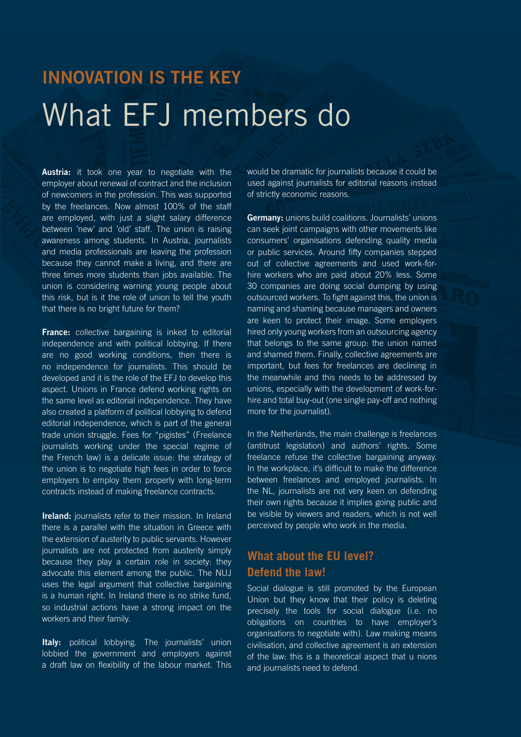## INNOVATION IS THE KEY

# What EFJ members do

**Austria:** it took one year to negotiate with the employer about renewal of contract and the inclusion of newcomers in the profession. This was supported by the freelances. Now almost 100% of the staff are employed, with just a slight salary difference between 'new' and 'old' staff. The union is raising awareness among students. In Austria, journalists and media professionals are leaving the profession because they cannot make a living, and there are three times more students than jobs available. The union is considering warning young people about this risk, but is it the role of union to tell the youth that there is no bright future for them?

**France:** collective bargaining is inked to editorial independence and with political lobbying. If there are no good working conditions, then there is no independence for journalists. This should be developed and it is the role of the EFJ to develop this aspect. Unions in France defend working rights on the same level as editorial independence. They have also created a platform of political lobbying to defend editorial independence, which is part of the general trade union struggle. Fees for "pigistes" (Freelance journalists working under the special regime of the French law) is a delicate issue: the strategy of the union is to negotiate high fees in order to force employers to employ them properly with long-term contracts instead of making freelance contracts.

**Ireland:** journalists refer to their mission. In Ireland there is a parallel with the situation in Greece with the extension of austerity to public servants. However journalists are not protected from austerity simply because they play a certain role in society: they advocate this element among the public. The NUJ uses the legal argument that collective bargaining is a human right. In Ireland there is no strike fund, so industrial actions have a strong impact on the workers and their family.

**Italy:** political lobbying. The journalists' union lobbied the government and employers against a draft law on flexibility of the labour market. This would be dramatic for journalists because it could be used against journalists for editorial reasons instead of strictly economic reasons.

**Germany:** unions build coalitions. Journalists' unions can seek joint campaigns with other movements like consumers' organisations defending quality media or public services. Around fifty companies stepped out of collective agreements and used work-for-hire workers who are paid about 20% less. Some 30 companies are doing social dumping by using outsourced workers. To fight against this, the union is naming and shaming because managers and owners are keen to protect their image. Some employers hired only young workers from an outsourcing agency that belongs to the same group: the union named and shamed them. Finally, collective agreements are important, but fees for freelances are declining in the meanwhile and this needs to be addressed by unions, especially with the development of work-for-hire and total buy-out (one single pay-off and nothing more for the journalist).

In the Netherlands, the main challenge is freelances (antitrust legislation) and authors' rights. Some freelance refuse the collective bargaining anyway. In the workplace, it's difficult to make the difference between freelances and employed journalists. In the NL, journalists are not very keen on defending their own rights because it implies going public and be visible by viewers and readers, which is not well perceived by people who work in the media.

### What about the EU level? Defend the law!

Social dialogue is still promoted by the European Union but they know that their policy is deleting precisely the tools for social dialogue (i.e. no obligations on countries to have employer's organisations to negotiate with). Law making means civilisation, and collective agreement is an extension of the law: this is a theoretical aspect that u nions and journalists need to defend.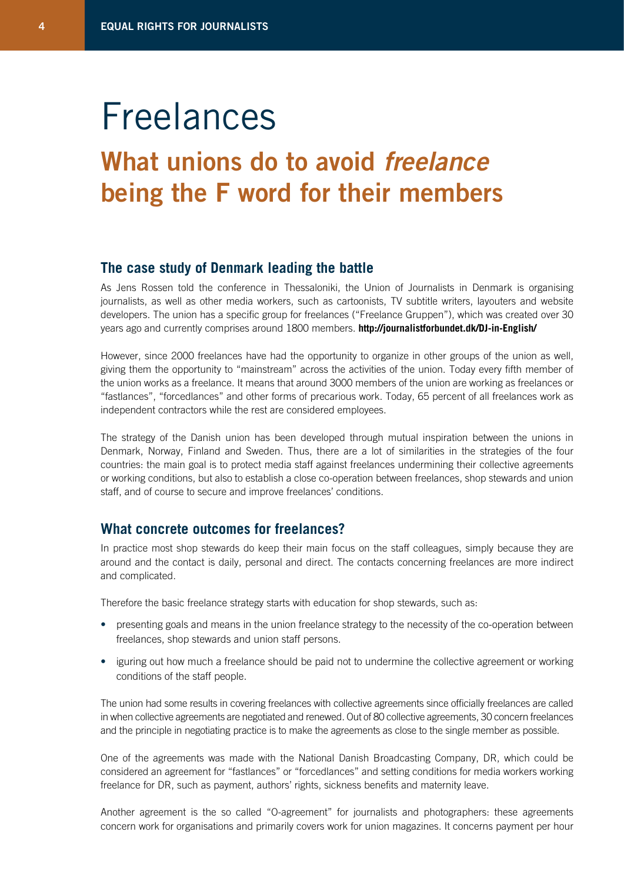# Freelances

## What unions do to avoid *freelance* being the F word for their members

### The case study of Denmark leading the battle

As Jens Rossen told the conference in Thessaloniki, the Union of Journalists in Denmark is organising journalists, as well as other media workers, such as cartoonists, TV subtitle writers, layouters and website developers. The union has a specific group for freelances ("Freelance Gruppen"), which was created over 30 years ago and currently comprises around 1800 members. **http://journalistforbundet.dk/DJ-in-English/**

However, since 2000 freelances have had the opportunity to organize in other groups of the union as well, giving them the opportunity to "mainstream" across the activities of the union. Today every fifth member of the union works as a freelance. It means that around 3000 members of the union are working as freelances or "fastlances", "forcedlances" and other forms of precarious work. Today, 65 percent of all freelances work as independent contractors while the rest are considered employees.

The strategy of the Danish union has been developed through mutual inspiration between the unions in Denmark, Norway, Finland and Sweden. Thus, there are a lot of similarities in the strategies of the four countries: the main goal is to protect media staff against freelances undermining their collective agreements or working conditions, but also to establish a close co-operation between freelances, shop stewards and union staff, and of course to secure and improve freelances' conditions.

### What concrete outcomes for freelances?

In practice most shop stewards do keep their main focus on the staff colleagues, simply because they are around and the contact is daily, personal and direct. The contacts concerning freelances are more indirect and complicated.

Therefore the basic freelance strategy starts with education for shop stewards, such as:

- presenting goals and means in the union freelance strategy to the necessity of the co-operation between freelances, shop stewards and union staff persons.
- iguring out how much a freelance should be paid not to undermine the collective agreement or working conditions of the staff people.

The union had some results in covering freelances with collective agreements since officially freelances are called in when collective agreements are negotiated and renewed. Out of 80 collective agreements, 30 concern freelances and the principle in negotiating practice is to make the agreements as close to the single member as possible.

One of the agreements was made with the National Danish Broadcasting Company, DR, which could be considered an agreement for "fastlances" or "forcedlances" and setting conditions for media workers working freelance for DR, such as payment, authors' rights, sickness benefits and maternity leave.

Another agreement is the so called "O-agreement" for journalists and photographers: these agreements concern work for organisations and primarily covers work for union magazines. It concerns payment per hour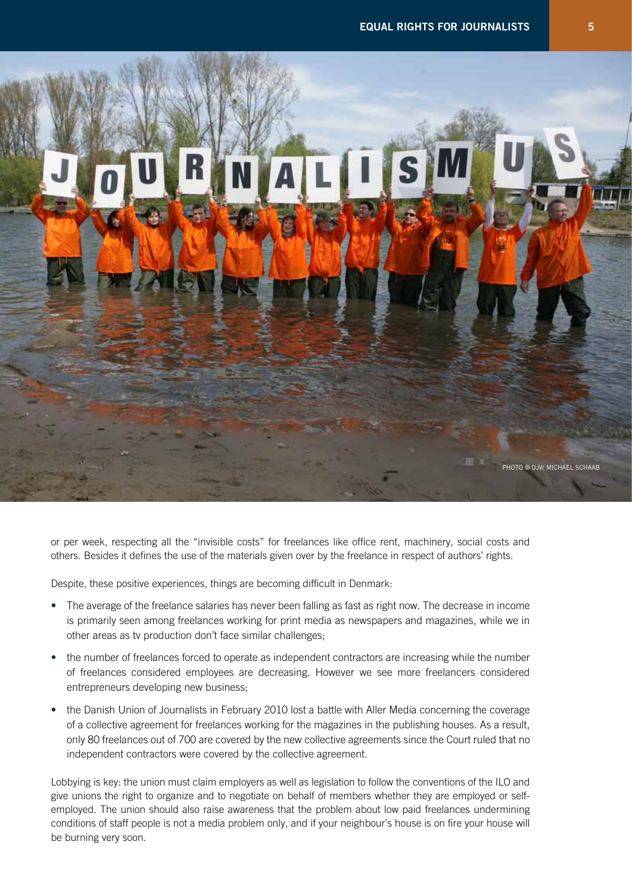PHOTO © DJV/ MICHAEL SCHAAB

or per week, respecting all the "invisible costs" for freelances like office rent, machinery, social costs and others. Besides it defines the use of the materials given over by the freelance in respect of authors' rights.

Despite, these positive experiences, things are becoming difficult in Denmark:

- The average of the freelance salaries has never been falling as fast as right now. The decrease in income is primarily seen among freelances working for print media as newspapers and magazines, while we in other areas as tv production don't face similar challenges;
- the number of freelances forced to operate as independent contractors are increasing while the number of freelances considered employees are decreasing. However we see more freelancers considered entrepreneurs developing new business;
- the Danish Union of Journalists in February 2010 lost a battle with Aller Media concerning the coverage of a collective agreement for freelances working for the magazines in the publishing houses. As a result, only 80 freelances out of 700 are covered by the new collective agreements since the Court ruled that no independent contractors were covered by the collective agreement.

Lobbying is key: the union must claim employers as well as legislation to follow the conventions of the ILO and give unions the right to organize and to negotiate on behalf of members whether they are employed or self-employed. The union should also raise awareness that the problem about low paid freelances undermining conditions of staff people is not a media problem only, and if your neighbour's house is on fire your house will be burning very soon.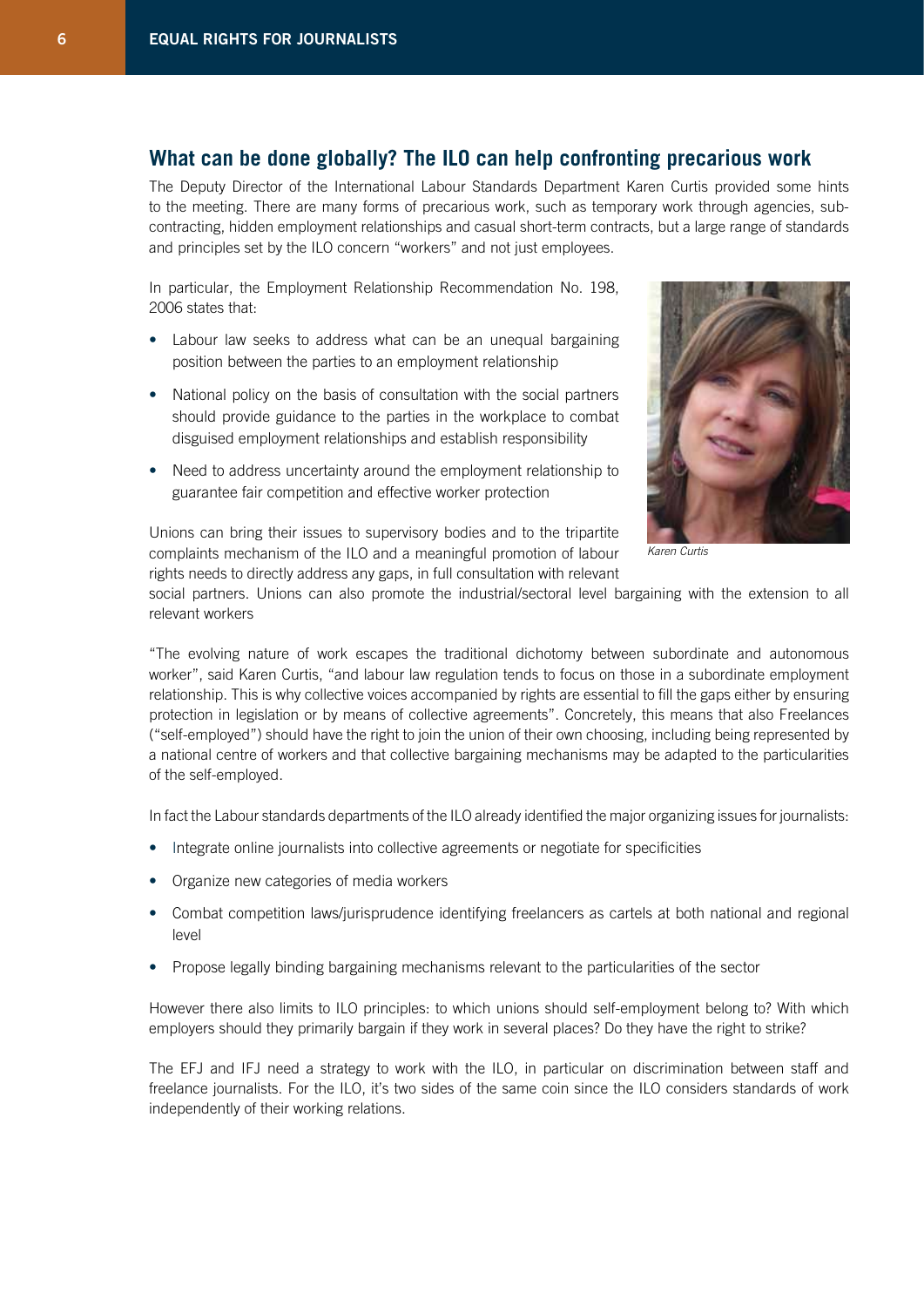## What can be done globally? The ILO can help confronting precarious work

The Deputy Director of the International Labour Standards Department Karen Curtis provided some hints to the meeting. There are many forms of precarious work, such as temporary work through agencies, sub-contracting, hidden employment relationships and casual short-term contracts, but a large range of standards and principles set by the ILO concern "workers" and not just employees.

In particular, the Employment Relationship Recommendation No. 198, 2006 states that:

- Labour law seeks to address what can be an unequal bargaining position between the parties to an employment relationship
- National policy on the basis of consultation with the social partners should provide guidance to the parties in the workplace to combat disguised employment relationships and establish responsibility
- Need to address uncertainty around the employment relationship to guarantee fair competition and effective worker protection

*Karen Curtis*

Unions can bring their issues to supervisory bodies and to the tripartite complaints mechanism of the ILO and a meaningful promotion of labour rights needs to directly address any gaps, in full consultation with relevant social partners. Unions can also promote the industrial/sectoral level bargaining with the extension to all relevant workers

"The evolving nature of work escapes the traditional dichotomy between subordinate and autonomous worker", said Karen Curtis, "and labour law regulation tends to focus on those in a subordinate employment relationship. This is why collective voices accompanied by rights are essential to fill the gaps either by ensuring protection in legislation or by means of collective agreements". Concretely, this means that also Freelances ("self-employed") should have the right to join the union of their own choosing, including being represented by a national centre of workers and that collective bargaining mechanisms may be adapted to the particularities of the self-employed.

In fact the Labour standards departments of the ILO already identified the major organizing issues for journalists:

- Integrate online journalists into collective agreements or negotiate for specificities
- Organize new categories of media workers
- Combat competition laws/jurisprudence identifying freelancers as cartels at both national and regional level
- Propose legally binding bargaining mechanisms relevant to the particularities of the sector

However there also limits to ILO principles: to which unions should self-employment belong to? With which employers should they primarily bargain if they work in several places? Do they have the right to strike?

The EFJ and IFJ need a strategy to work with the ILO, in particular on discrimination between staff and freelance journalists. For the ILO, it's two sides of the same coin since the ILO considers standards of work independently of their working relations.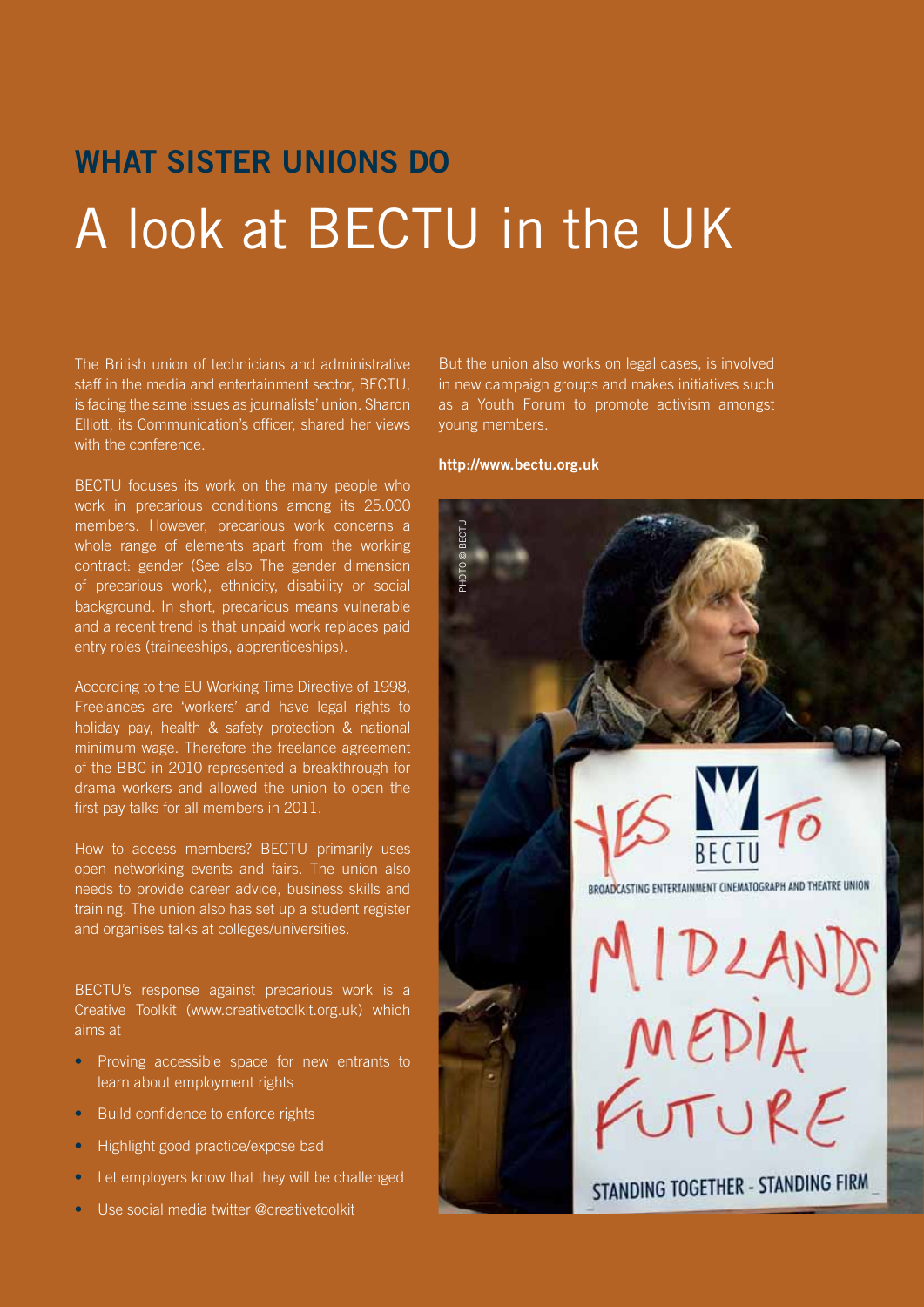## WHAT SISTER UNIONS DO

# A look at BECTU in the UK

The British union of technicians and administrative staff in the media and entertainment sector, BECTU, is facing the same issues as journalists' union. Sharon Elliott, its Communication's officer, shared her views with the conference.

BECTU focuses its work on the many people who work in precarious conditions among its 25.000 members. However, precarious work concerns a whole range of elements apart from the working contract: gender (See also The gender dimension of precarious work), ethnicity, disability or social background. In short, precarious means vulnerable and a recent trend is that unpaid work replaces paid entry roles (traineeships, apprenticeships).

According to the EU Working Time Directive of 1998, Freelances are 'workers' and have legal rights to holiday pay, health & safety protection & national minimum wage. Therefore the freelance agreement of the BBC in 2010 represented a breakthrough for drama workers and allowed the union to open the first pay talks for all members in 2011.

How to access members? BECTU primarily uses open networking events and fairs. The union also needs to provide career advice, business skills and training. The union also has set up a student register and organises talks at colleges/universities.

BECTU's response against precarious work is a Creative Toolkit (www.creativetoolkit.org.uk) which aims at

- Proving accessible space for new entrants to learn about employment rights
- Build confidence to enforce rights
- Highlight good practice/expose bad
- Let employers know that they will be challenged
- Use social media twitter @creativetoolkit

But the union also works on legal cases, is involved in new campaign groups and makes initiatives such as a Youth Forum to promote activism amongst young members.

**http://www.bectu.org.uk**

PHOTO © BECTU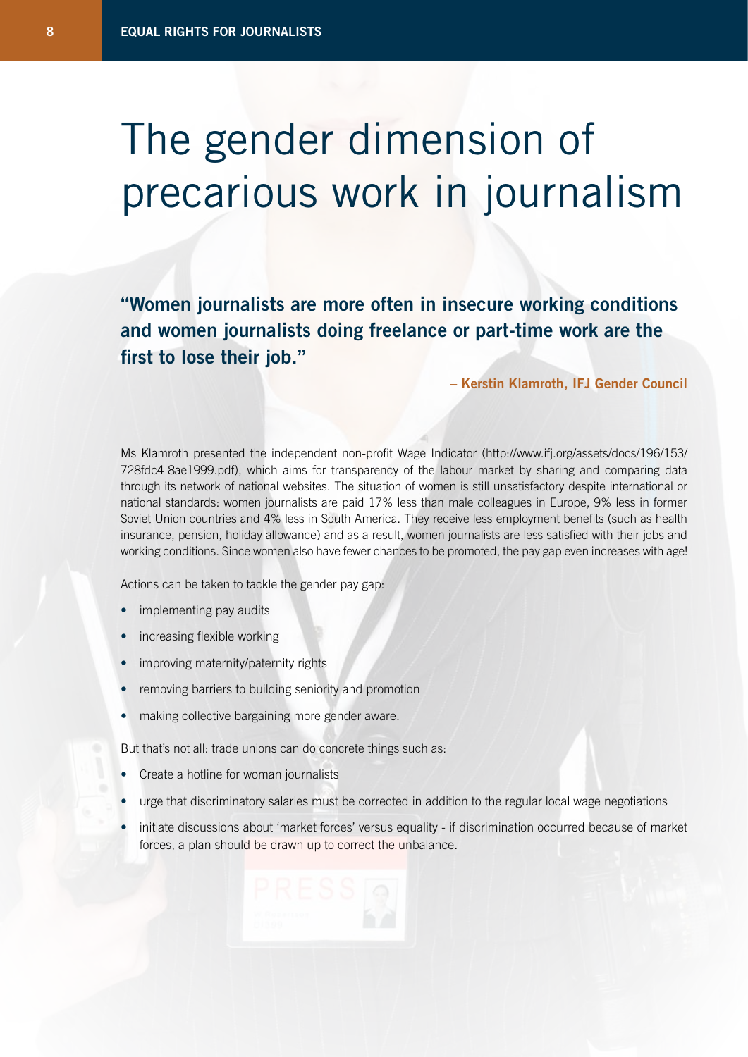# The gender dimension of precarious work in journalism

**"Women journalists are more often in insecure working conditions and women journalists doing freelance or part-time work are the first to lose their job."**

**– Kerstin Klamroth, IFJ Gender Council**

Ms Klamroth presented the independent non-profit Wage Indicator (http://www.ifj.org/assets/docs/196/153/728fdc4-8ae1999.pdf), which aims for transparency of the labour market by sharing and comparing data through its network of national websites. The situation of women is still unsatisfactory despite international or national standards: women journalists are paid 17% less than male colleagues in Europe, 9% less in former Soviet Union countries and 4% less in South America. They receive less employment benefits (such as health insurance, pension, holiday allowance) and as a result, women journalists are less satisfied with their jobs and working conditions. Since women also have fewer chances to be promoted, the pay gap even increases with age!

Actions can be taken to tackle the gender pay gap:

- implementing pay audits
- increasing flexible working
- improving maternity/paternity rights
- removing barriers to building seniority and promotion
- making collective bargaining more gender aware.

But that's not all: trade unions can do concrete things such as:

- Create a hotline for woman journalists
- urge that discriminatory salaries must be corrected in addition to the regular local wage negotiations
- initiate discussions about 'market forces' versus equality - if discrimination occurred because of market forces, a plan should be drawn up to correct the unbalance.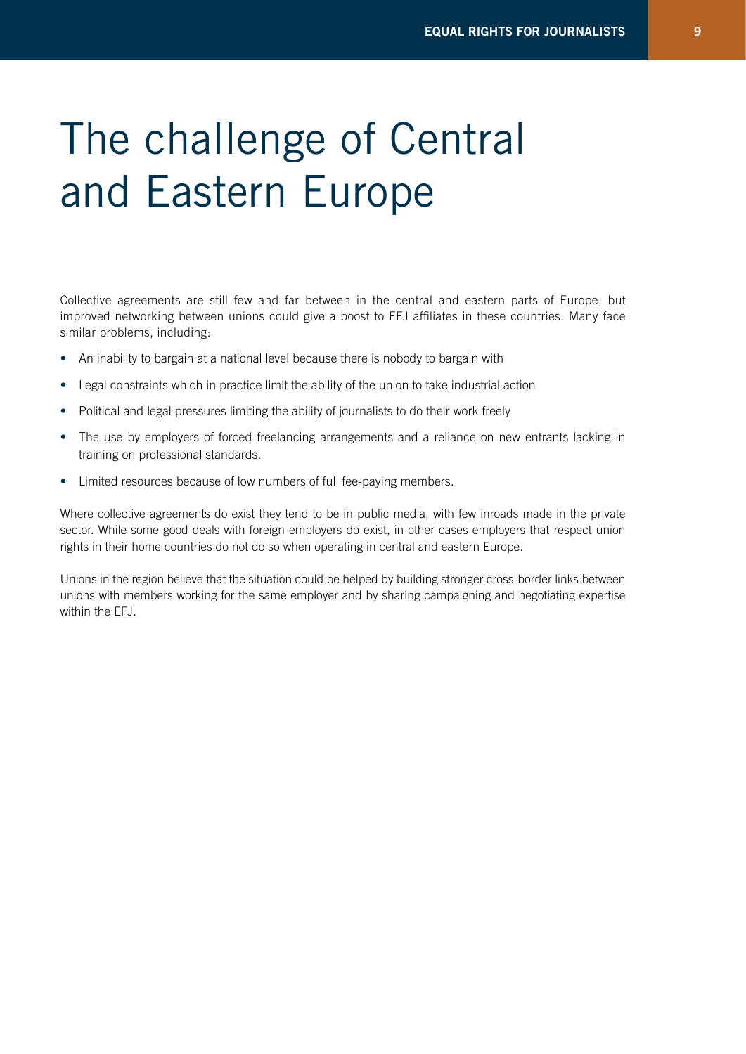# The challenge of Central and Eastern Europe

Collective agreements are still few and far between in the central and eastern parts of Europe, but improved networking between unions could give a boost to EFJ affiliates in these countries. Many face similar problems, including:

- An inability to bargain at a national level because there is nobody to bargain with
- Legal constraints which in practice limit the ability of the union to take industrial action
- Political and legal pressures limiting the ability of journalists to do their work freely
- The use by employers of forced freelancing arrangements and a reliance on new entrants lacking in training on professional standards.
- Limited resources because of low numbers of full fee-paying members.

Where collective agreements do exist they tend to be in public media, with few inroads made in the private sector. While some good deals with foreign employers do exist, in other cases employers that respect union rights in their home countries do not do so when operating in central and eastern Europe.

Unions in the region believe that the situation could be helped by building stronger cross-border links between unions with members working for the same employer and by sharing campaigning and negotiating expertise within the EFJ.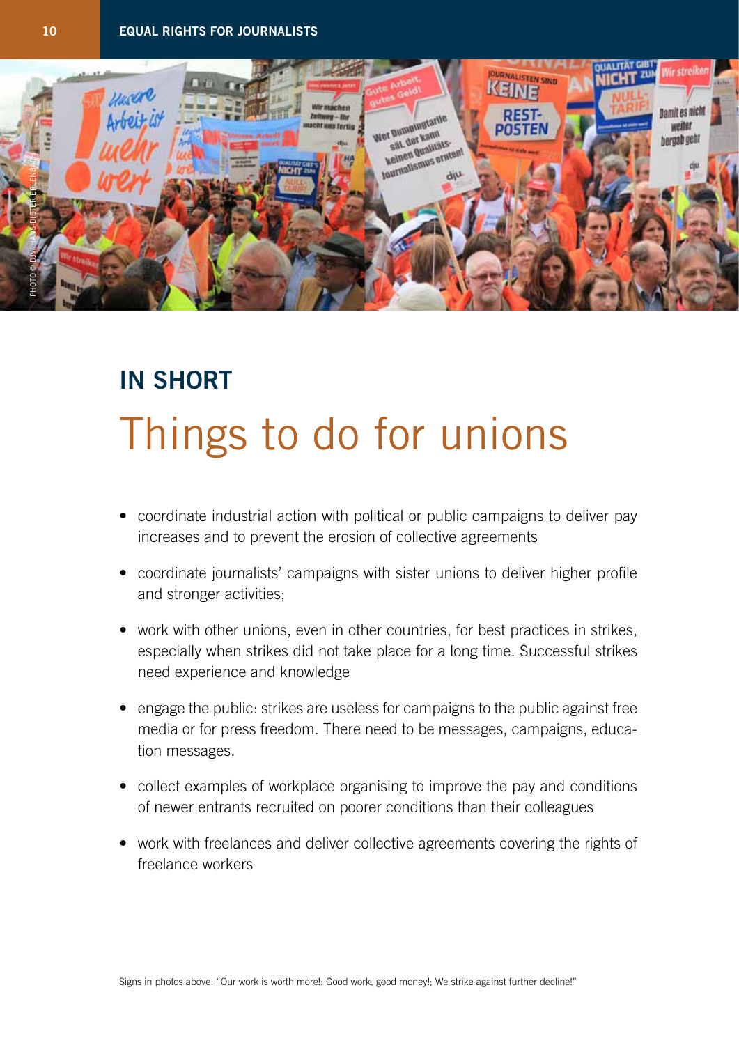## IN SHORT

# Things to do for unions

- coordinate industrial action with political or public campaigns to deliver pay increases and to prevent the erosion of collective agreements
- coordinate journalists' campaigns with sister unions to deliver higher profile and stronger activities;
- work with other unions, even in other countries, for best practices in strikes, especially when strikes did not take place for a long time. Successful strikes need experience and knowledge
- engage the public: strikes are useless for campaigns to the public against free media or for press freedom. There need to be messages, campaigns, education messages.
- collect examples of workplace organising to improve the pay and conditions of newer entrants recruited on poorer conditions than their colleagues
- work with freelances and deliver collective agreements covering the rights of freelance workers

Signs in photos above: "Our work is worth more!; Good work, good money!; We strike against further decline!"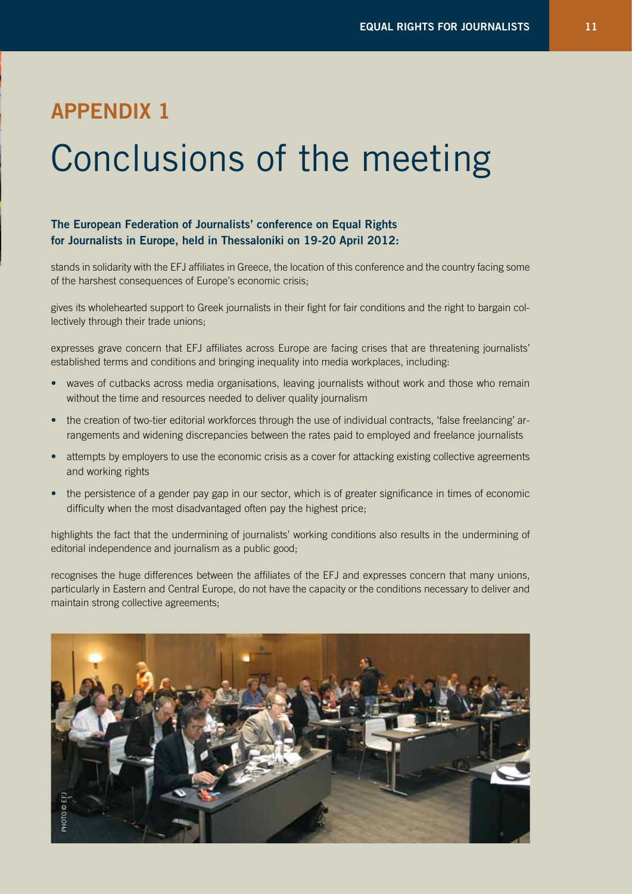## APPENDIX 1

# Conclusions of the meeting

**The European Federation of Journalists' conference on Equal Rights for Journalists in Europe, held in Thessaloniki on 19-20 April 2012:**

stands in solidarity with the EFJ affiliates in Greece, the location of this conference and the country facing some of the harshest consequences of Europe's economic crisis;

gives its wholehearted support to Greek journalists in their fight for fair conditions and the right to bargain collectively through their trade unions;

expresses grave concern that EFJ affiliates across Europe are facing crises that are threatening journalists' established terms and conditions and bringing inequality into media workplaces, including:

- waves of cutbacks across media organisations, leaving journalists without work and those who remain without the time and resources needed to deliver quality journalism
- the creation of two-tier editorial workforces through the use of individual contracts, 'false freelancing' arrangements and widening discrepancies between the rates paid to employed and freelance journalists
- attempts by employers to use the economic crisis as a cover for attacking existing collective agreements and working rights
- the persistence of a gender pay gap in our sector, which is of greater significance in times of economic difficulty when the most disadvantaged often pay the highest price;

highlights the fact that the undermining of journalists' working conditions also results in the undermining of editorial independence and journalism as a public good;

recognises the huge differences between the affiliates of the EFJ and expresses concern that many unions, particularly in Eastern and Central Europe, do not have the capacity or the conditions necessary to deliver and maintain strong collective agreements;

PHOTO © EFJ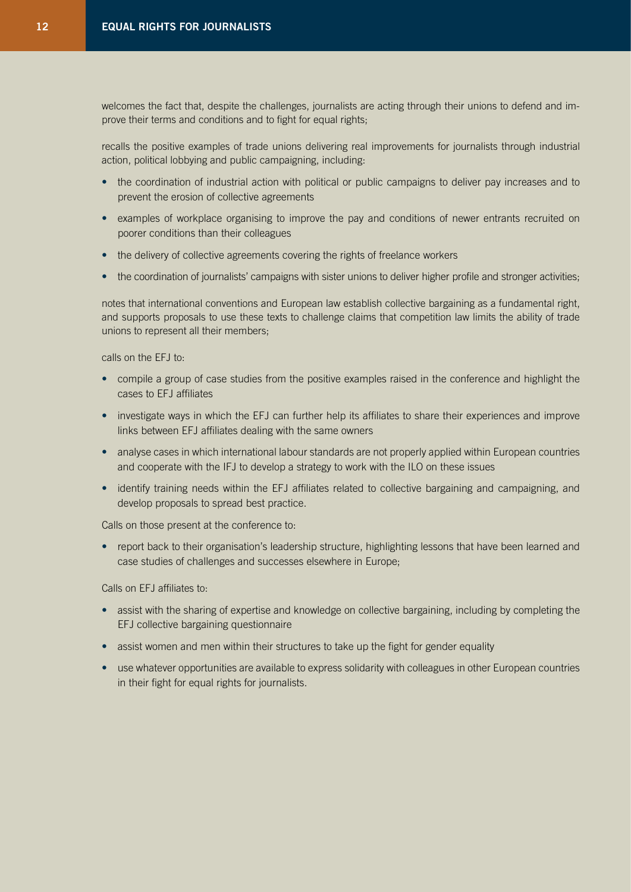welcomes the fact that, despite the challenges, journalists are acting through their unions to defend and improve their terms and conditions and to fight for equal rights;

recalls the positive examples of trade unions delivering real improvements for journalists through industrial action, political lobbying and public campaigning, including:

- the coordination of industrial action with political or public campaigns to deliver pay increases and to prevent the erosion of collective agreements
- examples of workplace organising to improve the pay and conditions of newer entrants recruited on poorer conditions than their colleagues
- the delivery of collective agreements covering the rights of freelance workers
- the coordination of journalists' campaigns with sister unions to deliver higher profile and stronger activities;

notes that international conventions and European law establish collective bargaining as a fundamental right, and supports proposals to use these texts to challenge claims that competition law limits the ability of trade unions to represent all their members;

calls on the EFJ to:

- compile a group of case studies from the positive examples raised in the conference and highlight the cases to EFJ affiliates
- investigate ways in which the EFJ can further help its affiliates to share their experiences and improve links between EFJ affiliates dealing with the same owners
- analyse cases in which international labour standards are not properly applied within European countries and cooperate with the IFJ to develop a strategy to work with the ILO on these issues
- identify training needs within the EFJ affiliates related to collective bargaining and campaigning, and develop proposals to spread best practice.

Calls on those present at the conference to:

- report back to their organisation's leadership structure, highlighting lessons that have been learned and case studies of challenges and successes elsewhere in Europe;

Calls on EFJ affiliates to:

- assist with the sharing of expertise and knowledge on collective bargaining, including by completing the EFJ collective bargaining questionnaire
- assist women and men within their structures to take up the fight for gender equality
- use whatever opportunities are available to express solidarity with colleagues in other European countries in their fight for equal rights for journalists.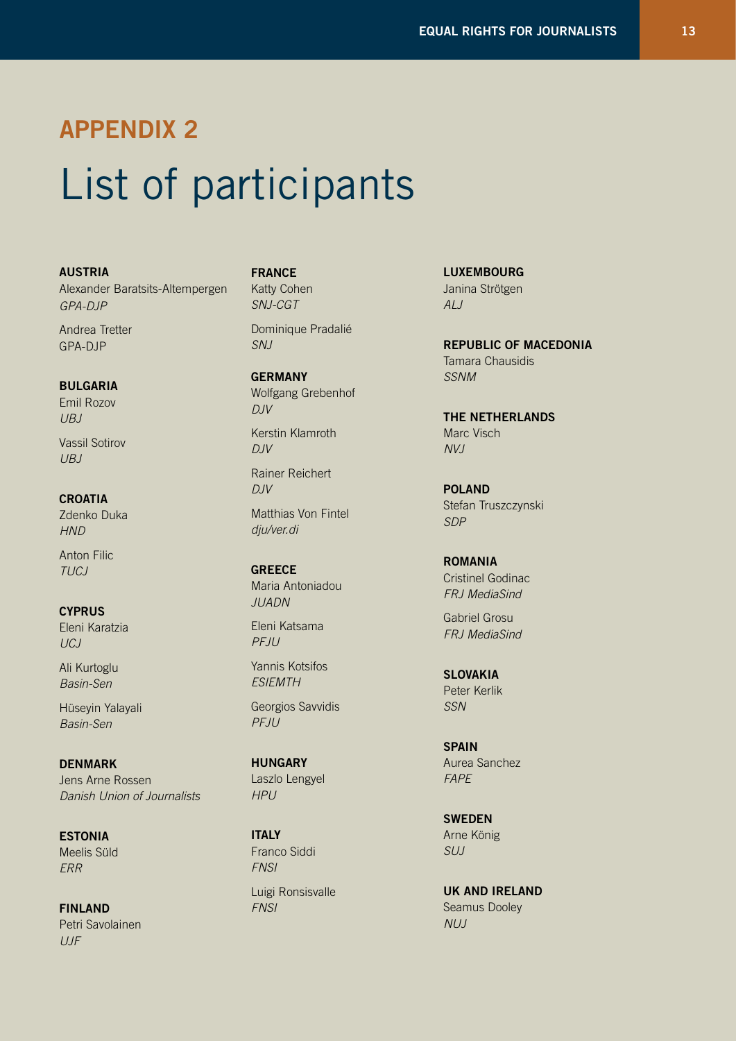## APPENDIX 2

# List of participants

**AUSTRIA**
Alexander Baratsits-Altempergen
*GPA-DJP*

Andrea Tretter
GPA-DJP

**BULGARIA**
Emil Rozov
*UBJ*

Vassil Sotirov
*UBJ*

**CROATIA**
Zdenko Duka
*HND*

Anton Filic
*TUCJ*

**CYPRUS**
Eleni Karatzia
*UCJ*

Ali Kurtoglu
*Basin-Sen*

Hüseyin Yalayali
*Basin-Sen*

**DENMARK**
Jens Arne Rossen
*Danish Union of Journalists*

**ESTONIA**
Meelis Süld
*ERR*

**FINLAND**
Petri Savolainen
*UJF*

**FRANCE**
Katty Cohen
*SNJ-CGT*

Dominique Pradalié
*SNJ*

**GERMANY**
Wolfgang Grebenhof
*DJV*

Kerstin Klamroth
*DJV*

Rainer Reichert
*DJV*

Matthias Von Fintel
*dju/ver.di*

**GREECE**
Maria Antoniadou
*JUADN*

Eleni Katsama
*PFJU*

Yannis Kotsifos
*ESIEMTH*

Georgios Savvidis
*PFJU*

**HUNGARY**
Laszlo Lengyel
*HPU*

**ITALY**
Franco Siddi
*FNSI*

Luigi Ronsisvalle
*FNSI*

**LUXEMBOURG**
Janina Strötgen
*ALJ*

**REPUBLIC OF MACEDONIA**
Tamara Chausidis
*SSNM*

**THE NETHERLANDS**
Marc Visch
*NVJ*

**POLAND**
Stefan Truszczynski
*SDP*

**ROMANIA**
Cristinel Godinac
*FRJ MediaSind*

Gabriel Grosu
*FRJ MediaSind*

**SLOVAKIA**
Peter Kerlik
*SSN*

**SPAIN**
Aurea Sanchez
*FAPE*

**SWEDEN**
Arne König
*SUJ*

**UK AND IRELAND**
Seamus Dooley
*NUJ*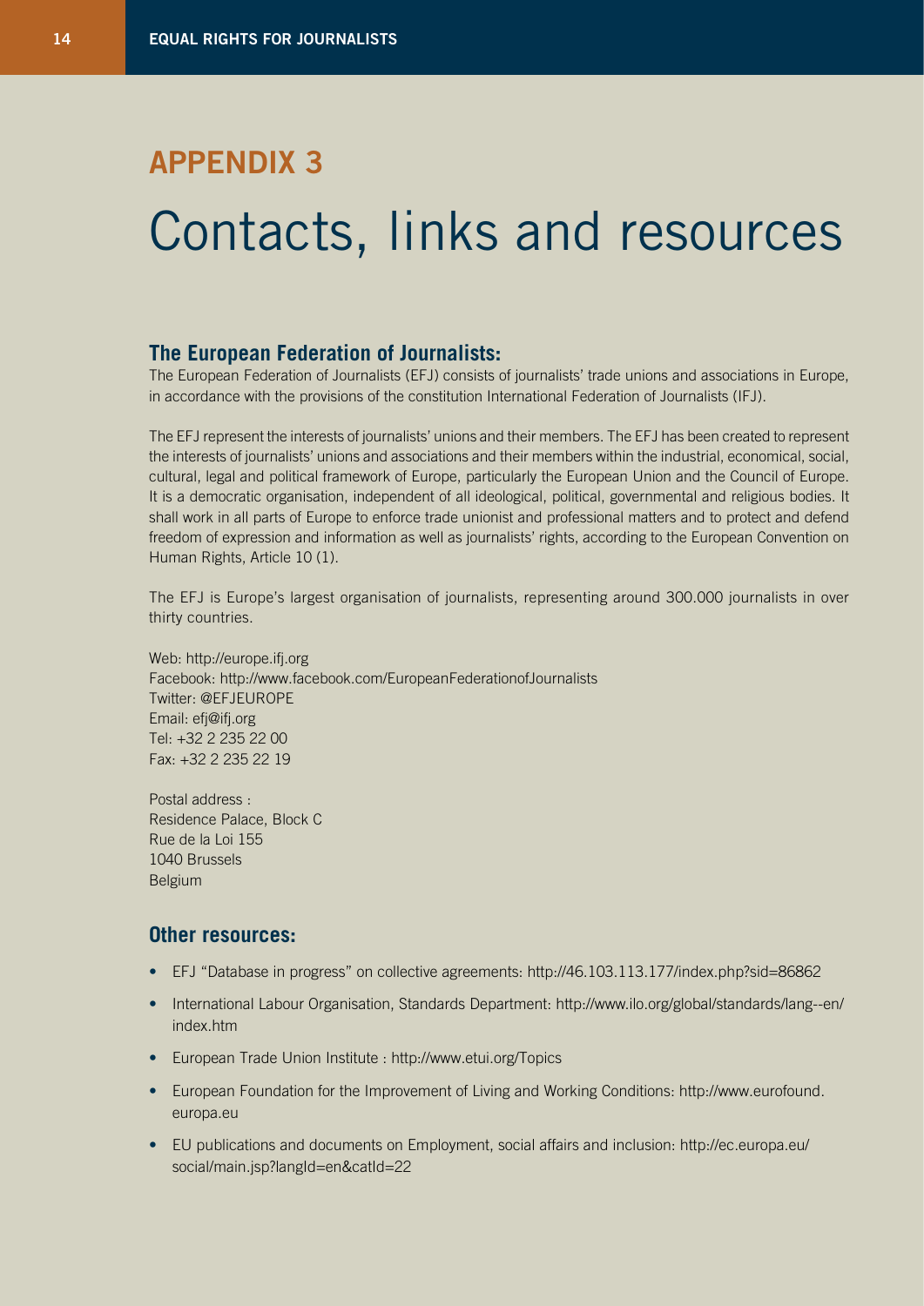# APPENDIX 3

# Contacts, links and resources

## The European Federation of Journalists:

The European Federation of Journalists (EFJ) consists of journalists' trade unions and associations in Europe, in accordance with the provisions of the constitution International Federation of Journalists (IFJ).

The EFJ represent the interests of journalists' unions and their members. The EFJ has been created to represent the interests of journalists' unions and associations and their members within the industrial, economical, social, cultural, legal and political framework of Europe, particularly the European Union and the Council of Europe. It is a democratic organisation, independent of all ideological, political, governmental and religious bodies. It shall work in all parts of Europe to enforce trade unionist and professional matters and to protect and defend freedom of expression and information as well as journalists' rights, according to the European Convention on Human Rights, Article 10 (1).

The EFJ is Europe's largest organisation of journalists, representing around 300.000 journalists in over thirty countries.

Web: http://europe.ifj.org
Facebook: http://www.facebook.com/EuropeanFederationofJournalists
Twitter: @EFJEUROPE
Email: efj@ifj.org
Tel: +32 2 235 22 00
Fax: +32 2 235 22 19

Postal address :
Residence Palace, Block C
Rue de la Loi 155
1040 Brussels
Belgium

## Other resources:

- EFJ "Database in progress" on collective agreements: http://46.103.113.177/index.php?sid=86862
- International Labour Organisation, Standards Department: http://www.ilo.org/global/standards/lang--en/index.htm
- European Trade Union Institute : http://www.etui.org/Topics
- European Foundation for the Improvement of Living and Working Conditions: http://www.eurofound.europa.eu
- EU publications and documents on Employment, social affairs and inclusion: http://ec.europa.eu/social/main.jsp?langId=en&catId=22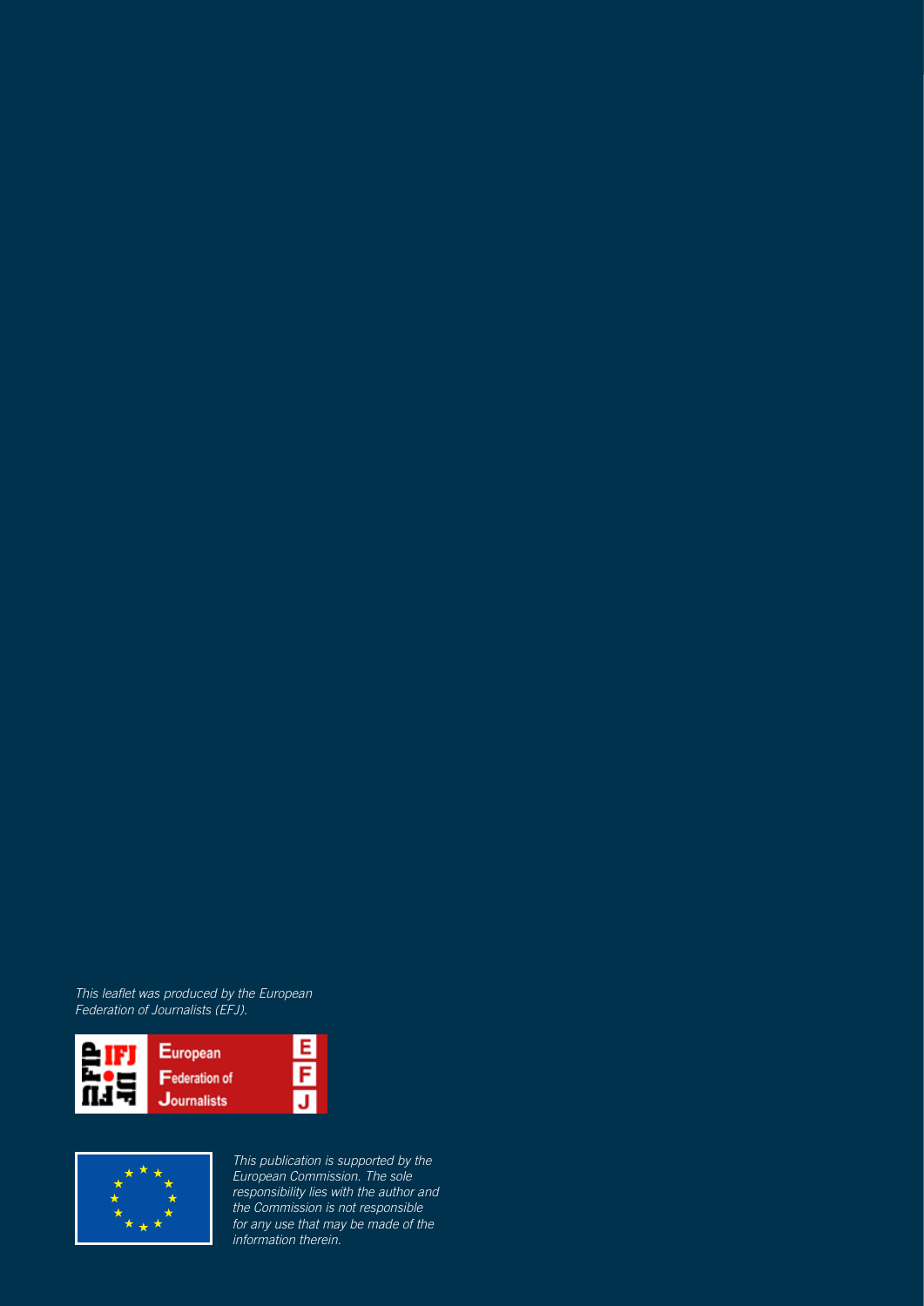*This leaflet was produced by the European Federation of Journalists (EFJ).*

European Federation of Journalists

*This publication is supported by the European Commission. The sole responsibility lies with the author and the Commission is not responsible for any use that may be made of the information therein.*